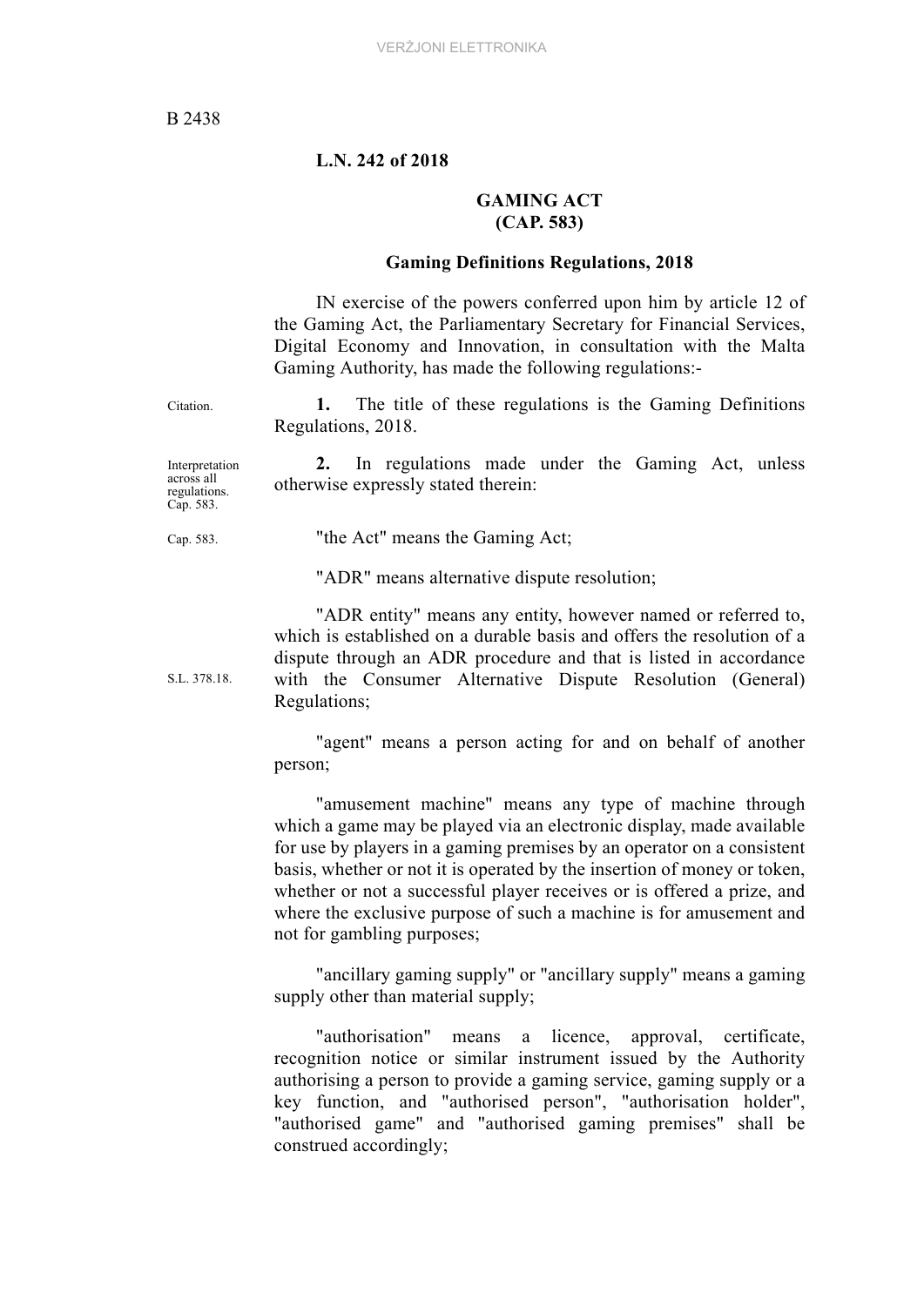**L.N. 242 of 2018**

## GAMING ACT (CAP. 583)

### Gaming Definitions Regulations, 2018

IN exercise of the powers conferred upon him by article 12 of the Gaming Act, the Parliamentary Secretary for Financial Services, Digital Economy and Innovation, in consultation with the Malta Gaming Authority, has made the following regulations:-

Citation.

**1.** The title of these regulations is the Gaming Definitions Regulations, 2018.

Interpretation across all regulations. Cap. 583.

**2.** In regulations made under the Gaming Act, unless otherwise expressly stated therein:

Cap. 583.

"the Act" means the Gaming Act;

"ADR" means alternative dispute resolution;

"ADR entity" means any entity, however named or referred to, which is established on a durable basis and offers the resolution of a dispute through an ADR procedure and that is listed in accordance with the Consumer Alternative Dispute Resolution (General) Regulations;

S.L. 378.18.

"agent" means a person acting for and on behalf of another person;

"amusement machine" means any type of machine through which a game may be played via an electronic display, made available for use by players in a gaming premises by an operator on a consistent basis, whether or not it is operated by the insertion of money or token, whether or not a successful player receives or is offered a prize, and where the exclusive purpose of such a machine is for amusement and not for gambling purposes;

"ancillary gaming supply" or "ancillary supply" means a gaming supply other than material supply;

"authorisation" means a licence, approval, certificate, recognition notice or similar instrument issued by the Authority authorising a person to provide a gaming service, gaming supply or a key function, and "authorised person", "authorisation holder", "authorised game" and "authorised gaming premises" shall be construed accordingly;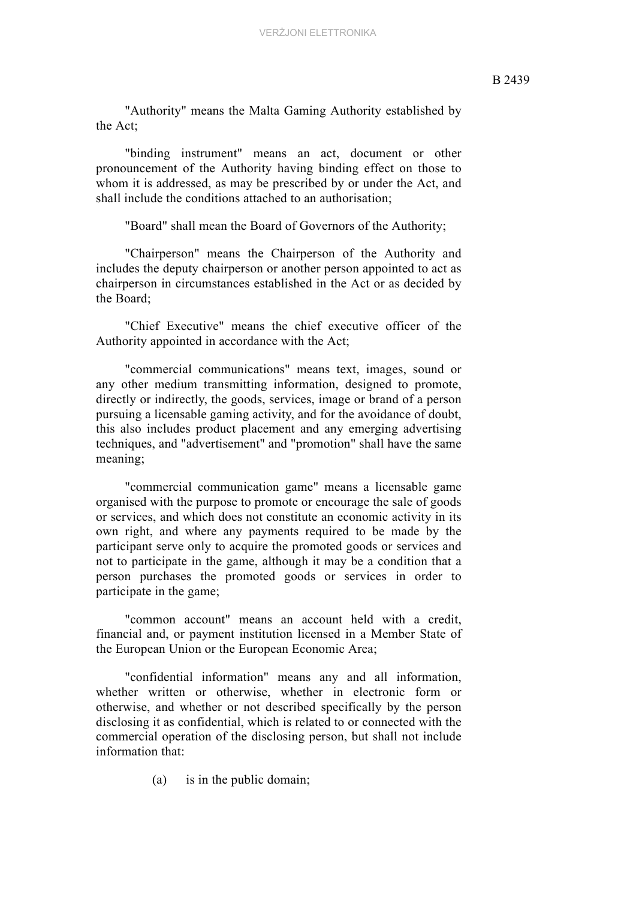"Authority" means the Malta Gaming Authority established by the Act;

"binding instrument" means an act, document or other pronouncement of the Authority having binding effect on those to whom it is addressed, as may be prescribed by or under the Act, and shall include the conditions attached to an authorisation;

"Board" shall mean the Board of Governors of the Authority;

"Chairperson" means the Chairperson of the Authority and includes the deputy chairperson or another person appointed to act as chairperson in circumstances established in the Act or as decided by the Board;

"Chief Executive" means the chief executive officer of the Authority appointed in accordance with the Act;

"commercial communications" means text, images, sound or any other medium transmitting information, designed to promote, directly or indirectly, the goods, services, image or brand of a person pursuing a licensable gaming activity, and for the avoidance of doubt, this also includes product placement and any emerging advertising techniques, and "advertisement" and "promotion" shall have the same meaning;

"commercial communication game" means a licensable game organised with the purpose to promote or encourage the sale of goods or services, and which does not constitute an economic activity in its own right, and where any payments required to be made by the participant serve only to acquire the promoted goods or services and not to participate in the game, although it may be a condition that a person purchases the promoted goods or services in order to participate in the game;

"common account" means an account held with a credit, financial and, or payment institution licensed in a Member State of the European Union or the European Economic Area;

"confidential information" means any and all information, whether written or otherwise, whether in electronic form or otherwise, and whether or not described specifically by the person disclosing it as confidential, which is related to or connected with the commercial operation of the disclosing person, but shall not include information that:

(a) is in the public domain;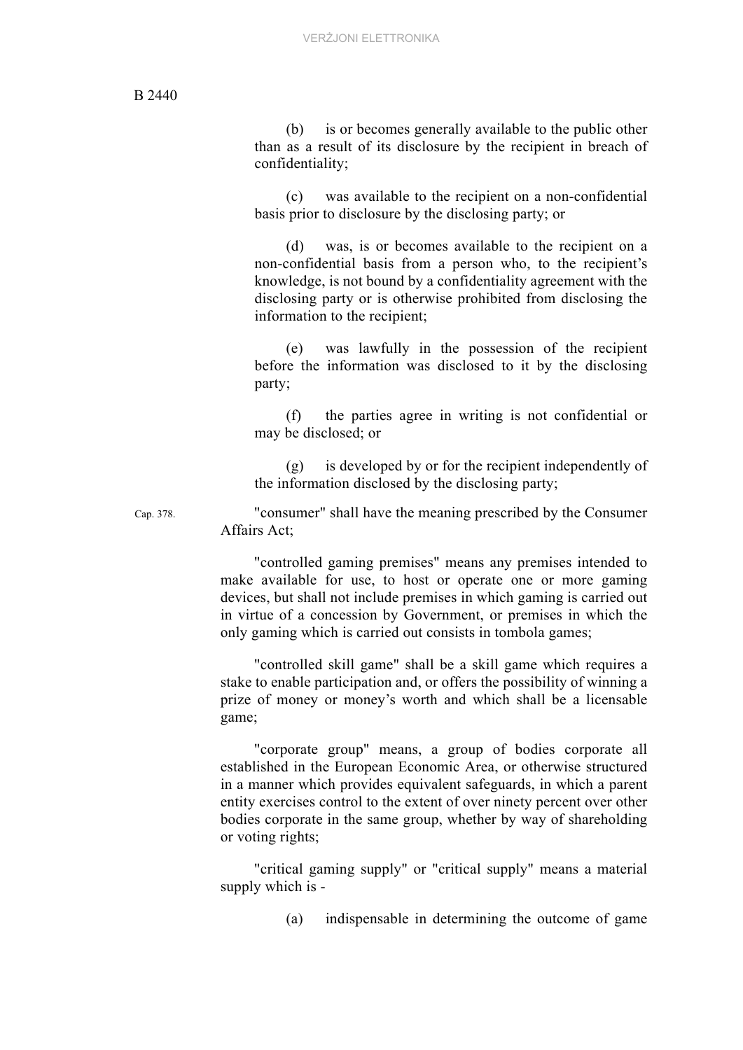(b) is or becomes generally available to the public other than as a result of its disclosure by the recipient in breach of confidentiality;

(c) was available to the recipient on a non-confidential basis prior to disclosure by the disclosing party; or

(d) was, is or becomes available to the recipient on a non-confidential basis from a person who, to the recipient's knowledge, is not bound by a confidentiality agreement with the disclosing party or is otherwise prohibited from disclosing the information to the recipient;

(e) was lawfully in the possession of the recipient before the information was disclosed to it by the disclosing party;

(f) the parties agree in writing is not confidential or may be disclosed; or

(g) is developed by or for the recipient independently of the information disclosed by the disclosing party;

Cap. 378.

"consumer" shall have the meaning prescribed by the Consumer Affairs Act;

"controlled gaming premises" means any premises intended to make available for use, to host or operate one or more gaming devices, but shall not include premises in which gaming is carried out in virtue of a concession by Government, or premises in which the only gaming which is carried out consists in tombola games;

"controlled skill game" shall be a skill game which requires a stake to enable participation and, or offers the possibility of winning a prize of money or money's worth and which shall be a licensable game;

"corporate group" means, a group of bodies corporate all established in the European Economic Area, or otherwise structured in a manner which provides equivalent safeguards, in which a parent entity exercises control to the extent of over ninety percent over other bodies corporate in the same group, whether by way of shareholding or voting rights;

"critical gaming supply" or "critical supply" means a material supply which is -

(a) indispensable in determining the outcome of game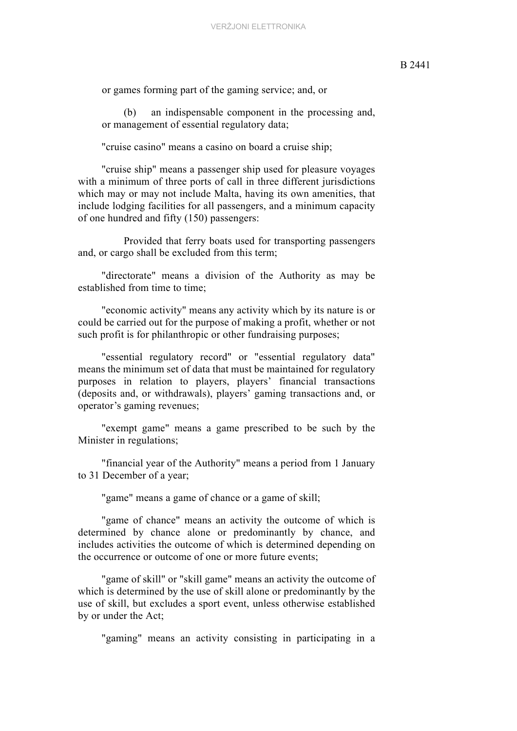or games forming part of the gaming service; and, or

(b) an indispensable component in the processing and, or management of essential regulatory data;

"cruise casino" means a casino on board a cruise ship;

"cruise ship" means a passenger ship used for pleasure voyages with a minimum of three ports of call in three different jurisdictions which may or may not include Malta, having its own amenities, that include lodging facilities for all passengers, and a minimum capacity of one hundred and fifty (150) passengers:

Provided that ferry boats used for transporting passengers and, or cargo shall be excluded from this term;

"directorate" means a division of the Authority as may be established from time to time;

"economic activity" means any activity which by its nature is or could be carried out for the purpose of making a profit, whether or not such profit is for philanthropic or other fundraising purposes;

"essential regulatory record" or "essential regulatory data" means the minimum set of data that must be maintained for regulatory purposes in relation to players, players' financial transactions (deposits and, or withdrawals), players' gaming transactions and, or operator's gaming revenues;

"exempt game" means a game prescribed to be such by the Minister in regulations;

"financial year of the Authority" means a period from 1 January to 31 December of a year;

"game" means a game of chance or a game of skill;

"game of chance" means an activity the outcome of which is determined by chance alone or predominantly by chance, and includes activities the outcome of which is determined depending on the occurrence or outcome of one or more future events;

"game of skill" or "skill game" means an activity the outcome of which is determined by the use of skill alone or predominantly by the use of skill, but excludes a sport event, unless otherwise established by or under the Act;

"gaming" means an activity consisting in participating in a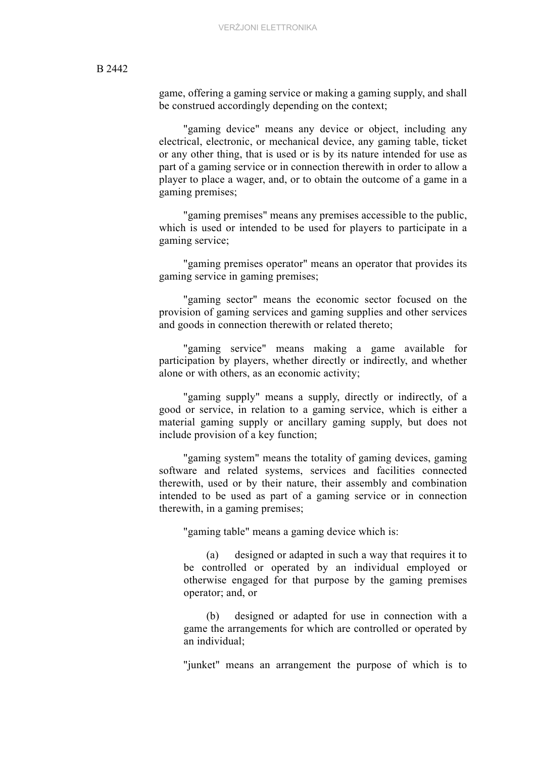game, offering a gaming service or making a gaming supply, and shall be construed accordingly depending on the context;

"gaming device" means any device or object, including any electrical, electronic, or mechanical device, any gaming table, ticket or any other thing, that is used or is by its nature intended for use as part of a gaming service or in connection therewith in order to allow a player to place a wager, and, or to obtain the outcome of a game in a gaming premises;

"gaming premises" means any premises accessible to the public, which is used or intended to be used for players to participate in a gaming service;

"gaming premises operator" means an operator that provides its gaming service in gaming premises;

"gaming sector" means the economic sector focused on the provision of gaming services and gaming supplies and other services and goods in connection therewith or related thereto;

"gaming service" means making a game available for participation by players, whether directly or indirectly, and whether alone or with others, as an economic activity;

"gaming supply" means a supply, directly or indirectly, of a good or service, in relation to a gaming service, which is either a material gaming supply or ancillary gaming supply, but does not include provision of a key function;

"gaming system" means the totality of gaming devices, gaming software and related systems, services and facilities connected therewith, used or by their nature, their assembly and combination intended to be used as part of a gaming service or in connection therewith, in a gaming premises;

"gaming table" means a gaming device which is:

(a) designed or adapted in such a way that requires it to be controlled or operated by an individual employed or otherwise engaged for that purpose by the gaming premises operator; and, or

(b) designed or adapted for use in connection with a game the arrangements for which are controlled or operated by an individual;

"junket" means an arrangement the purpose of which is to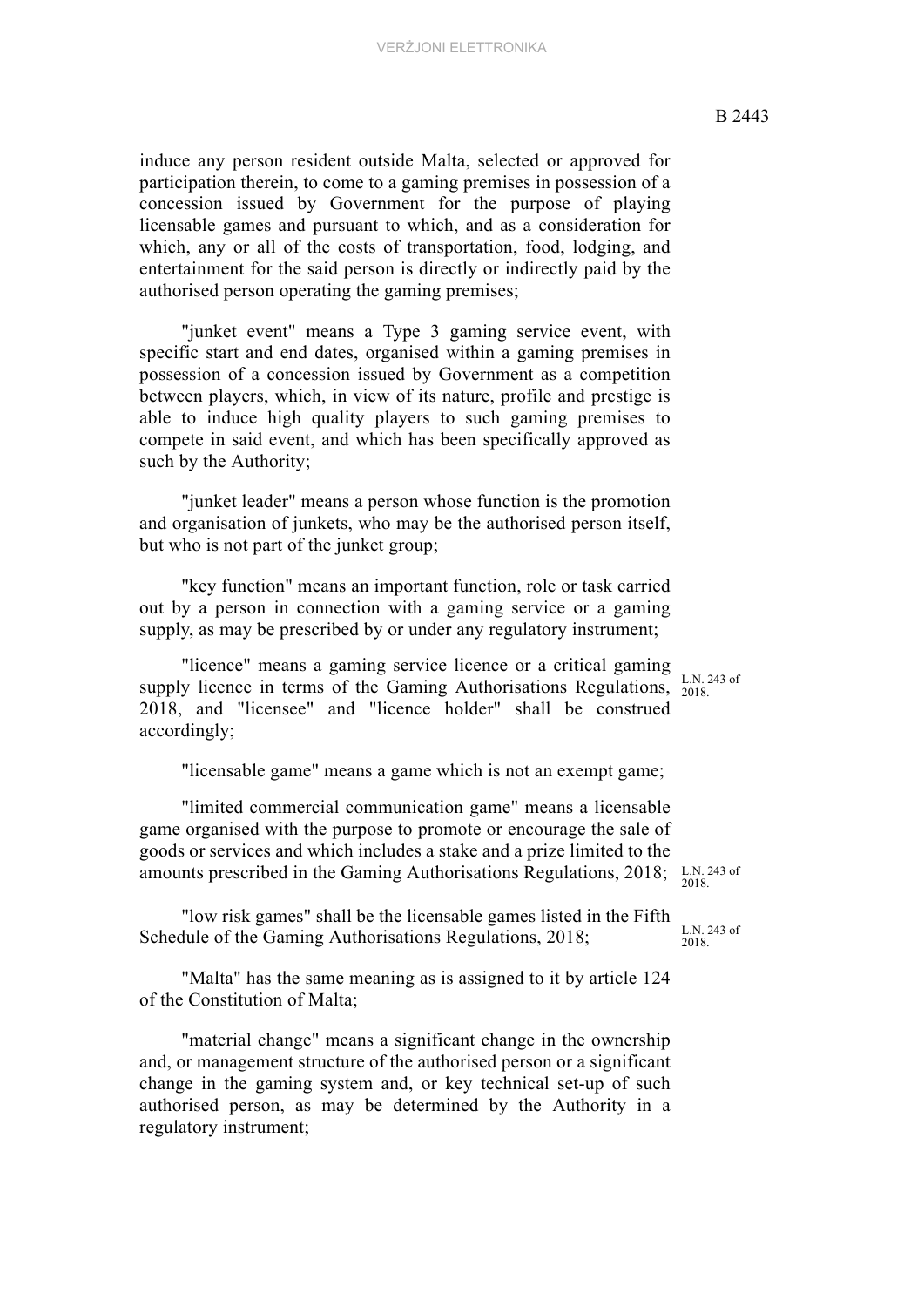induce any person resident outside Malta, selected or approved for participation therein, to come to a gaming premises in possession of a concession issued by Government for the purpose of playing licensable games and pursuant to which, and as a consideration for which, any or all of the costs of transportation, food, lodging, and entertainment for the said person is directly or indirectly paid by the authorised person operating the gaming premises;

"junket event" means a Type 3 gaming service event, with specific start and end dates, organised within a gaming premises in possession of a concession issued by Government as a competition between players, which, in view of its nature, profile and prestige is able to induce high quality players to such gaming premises to compete in said event, and which has been specifically approved as such by the Authority;

"junket leader" means a person whose function is the promotion and organisation of junkets, who may be the authorised person itself, but who is not part of the junket group;

"key function" means an important function, role or task carried out by a person in connection with a gaming service or a gaming supply, as may be prescribed by or under any regulatory instrument;

"licence" means a gaming service licence or a critical gaming supply licence in terms of the Gaming Authorisations Regulations, 2018, and "licensee" and "licence holder" shall be construed accordingly;

L.N. 243 of 2018.

"licensable game" means a game which is not an exempt game;

"limited commercial communication game" means a licensable game organised with the purpose to promote or encourage the sale of goods or services and which includes a stake and a prize limited to the amounts prescribed in the Gaming Authorisations Regulations, 2018;

L.N. 243 of 2018.

"low risk games" shall be the licensable games listed in the Fifth Schedule of the Gaming Authorisations Regulations, 2018;

L.N. 243 of 2018.

"Malta" has the same meaning as is assigned to it by article 124 of the Constitution of Malta;

"material change" means a significant change in the ownership and, or management structure of the authorised person or a significant change in the gaming system and, or key technical set-up of such authorised person, as may be determined by the Authority in a regulatory instrument;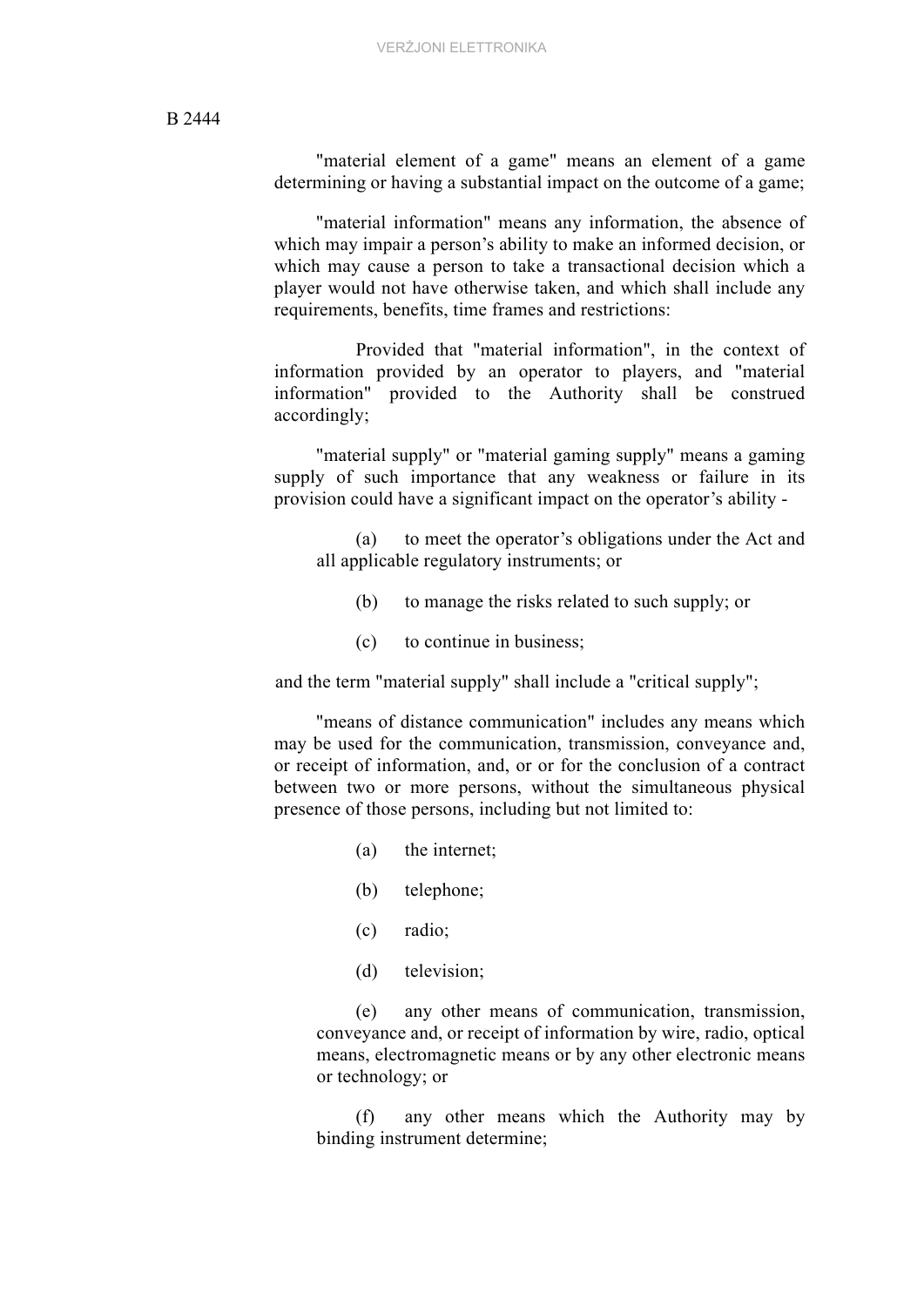"material element of a game" means an element of a game determining or having a substantial impact on the outcome of a game;

"material information" means any information, the absence of which may impair a person's ability to make an informed decision, or which may cause a person to take a transactional decision which a player would not have otherwise taken, and which shall include any requirements, benefits, time frames and restrictions:

Provided that "material information", in the context of information provided by an operator to players, and "material information" provided to the Authority shall be construed accordingly;

"material supply" or "material gaming supply" means a gaming supply of such importance that any weakness or failure in its provision could have a significant impact on the operator's ability -

(a) to meet the operator's obligations under the Act and all applicable regulatory instruments; or

(b) to manage the risks related to such supply; or

(c) to continue in business;

and the term "material supply" shall include a "critical supply";

"means of distance communication" includes any means which may be used for the communication, transmission, conveyance and, or receipt of information, and, or or for the conclusion of a contract between two or more persons, without the simultaneous physical presence of those persons, including but not limited to:

(a) the internet;

(b) telephone;

(c) radio;

(d) television;

(e) any other means of communication, transmission, conveyance and, or receipt of information by wire, radio, optical means, electromagnetic means or by any other electronic means or technology; or

(f) any other means which the Authority may by binding instrument determine;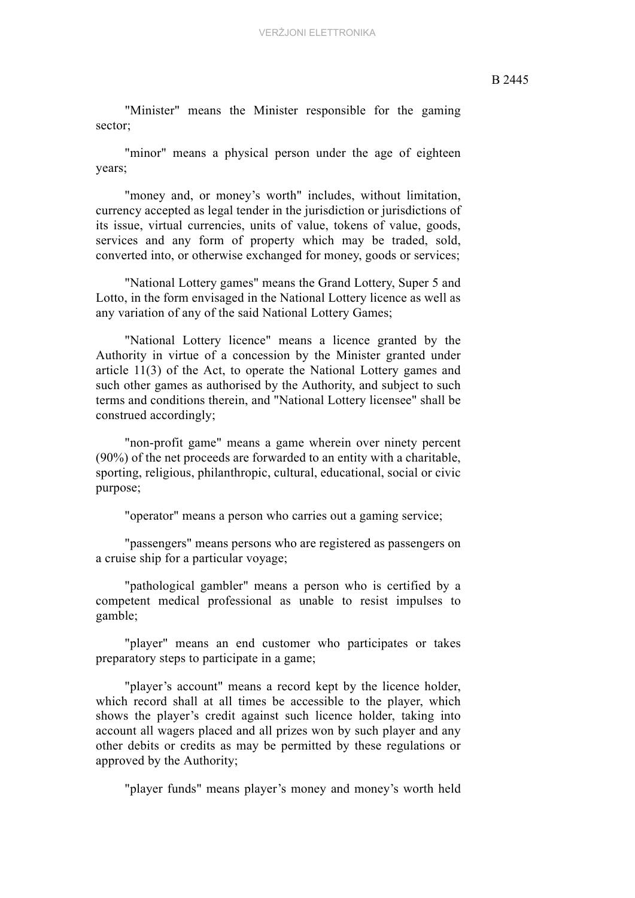"Minister" means the Minister responsible for the gaming sector;

"minor" means a physical person under the age of eighteen years;

"money and, or money's worth" includes, without limitation, currency accepted as legal tender in the jurisdiction or jurisdictions of its issue, virtual currencies, units of value, tokens of value, goods, services and any form of property which may be traded, sold, converted into, or otherwise exchanged for money, goods or services;

"National Lottery games" means the Grand Lottery, Super 5 and Lotto, in the form envisaged in the National Lottery licence as well as any variation of any of the said National Lottery Games;

"National Lottery licence" means a licence granted by the Authority in virtue of a concession by the Minister granted under article 11(3) of the Act, to operate the National Lottery games and such other games as authorised by the Authority, and subject to such terms and conditions therein, and "National Lottery licensee" shall be construed accordingly;

"non-profit game" means a game wherein over ninety percent (90%) of the net proceeds are forwarded to an entity with a charitable, sporting, religious, philanthropic, cultural, educational, social or civic purpose;

"operator" means a person who carries out a gaming service;

"passengers" means persons who are registered as passengers on a cruise ship for a particular voyage;

"pathological gambler" means a person who is certified by a competent medical professional as unable to resist impulses to gamble;

"player" means an end customer who participates or takes preparatory steps to participate in a game;

"player's account" means a record kept by the licence holder, which record shall at all times be accessible to the player, which shows the player's credit against such licence holder, taking into account all wagers placed and all prizes won by such player and any other debits or credits as may be permitted by these regulations or approved by the Authority;

"player funds" means player's money and money's worth held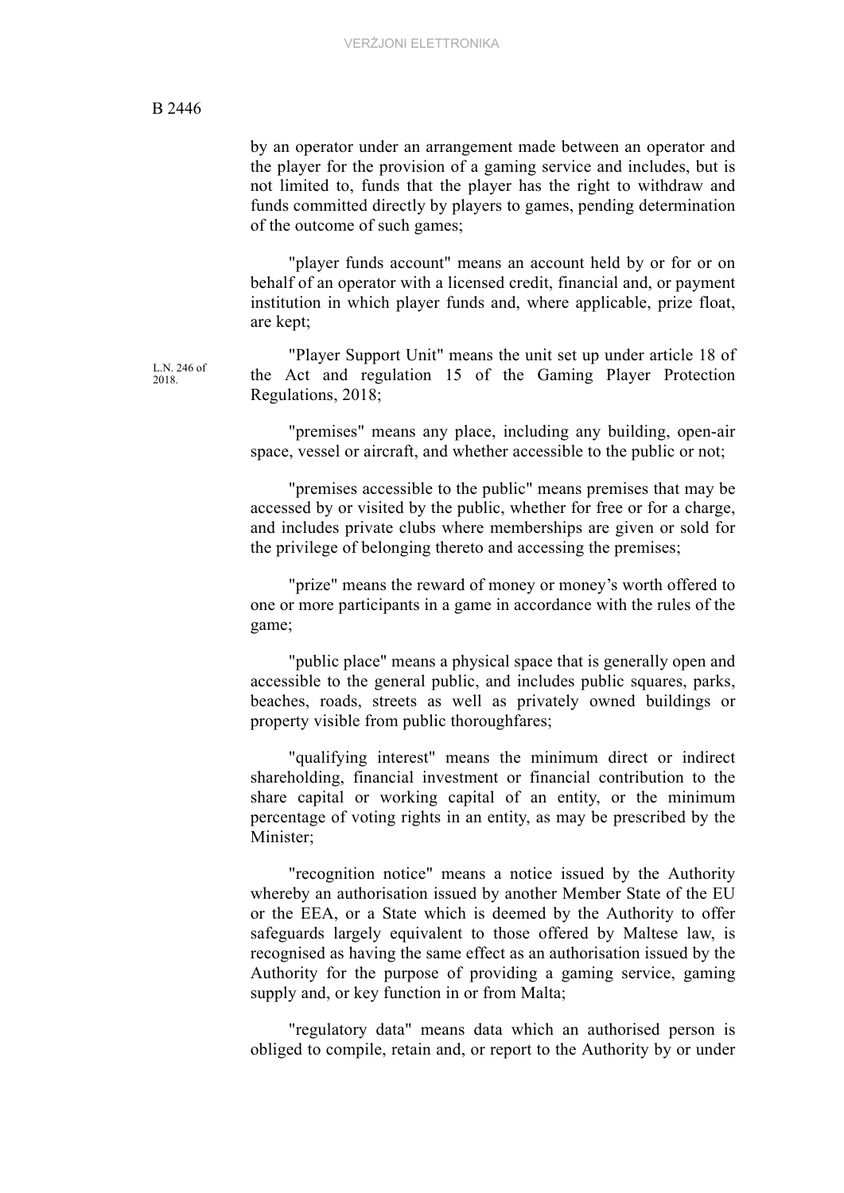by an operator under an arrangement made between an operator and the player for the provision of a gaming service and includes, but is not limited to, funds that the player has the right to withdraw and funds committed directly by players to games, pending determination of the outcome of such games;

"player funds account" means an account held by or for or on behalf of an operator with a licensed credit, financial and, or payment institution in which player funds and, where applicable, prize float, are kept;

L.N. 246 of 2018.

"Player Support Unit" means the unit set up under article 18 of the Act and regulation 15 of the Gaming Player Protection Regulations, 2018;

"premises" means any place, including any building, open-air space, vessel or aircraft, and whether accessible to the public or not;

"premises accessible to the public" means premises that may be accessed by or visited by the public, whether for free or for a charge, and includes private clubs where memberships are given or sold for the privilege of belonging thereto and accessing the premises;

"prize" means the reward of money or money's worth offered to one or more participants in a game in accordance with the rules of the game;

"public place" means a physical space that is generally open and accessible to the general public, and includes public squares, parks, beaches, roads, streets as well as privately owned buildings or property visible from public thoroughfares;

"qualifying interest" means the minimum direct or indirect shareholding, financial investment or financial contribution to the share capital or working capital of an entity, or the minimum percentage of voting rights in an entity, as may be prescribed by the Minister;

"recognition notice" means a notice issued by the Authority whereby an authorisation issued by another Member State of the EU or the EEA, or a State which is deemed by the Authority to offer safeguards largely equivalent to those offered by Maltese law, is recognised as having the same effect as an authorisation issued by the Authority for the purpose of providing a gaming service, gaming supply and, or key function in or from Malta;

"regulatory data" means data which an authorised person is obliged to compile, retain and, or report to the Authority by or under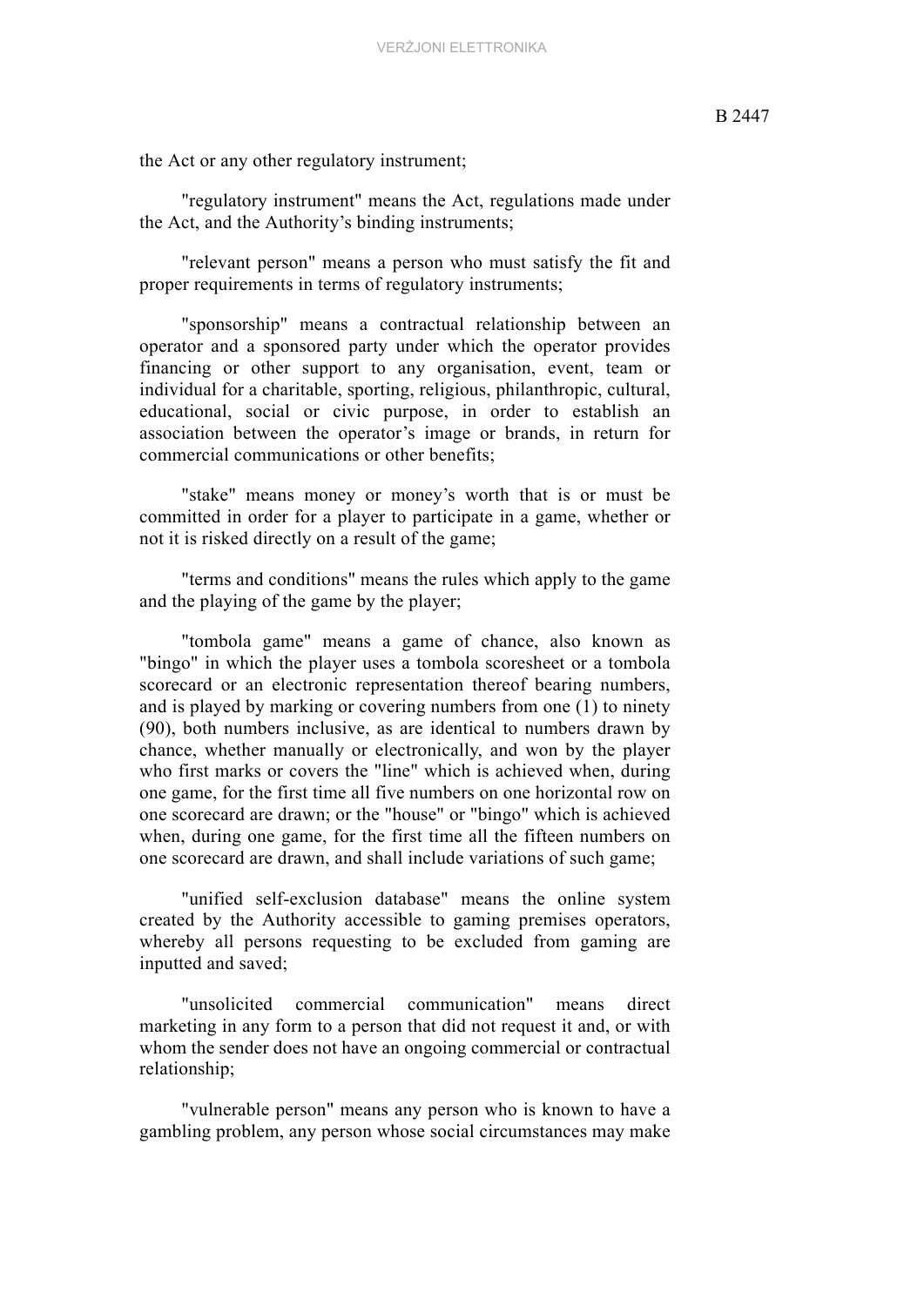the Act or any other regulatory instrument;

"regulatory instrument" means the Act, regulations made under the Act, and the Authority's binding instruments;

"relevant person" means a person who must satisfy the fit and proper requirements in terms of regulatory instruments;

"sponsorship" means a contractual relationship between an operator and a sponsored party under which the operator provides financing or other support to any organisation, event, team or individual for a charitable, sporting, religious, philanthropic, cultural, educational, social or civic purpose, in order to establish an association between the operator's image or brands, in return for commercial communications or other benefits;

"stake" means money or money's worth that is or must be committed in order for a player to participate in a game, whether or not it is risked directly on a result of the game;

"terms and conditions" means the rules which apply to the game and the playing of the game by the player;

"tombola game" means a game of chance, also known as "bingo" in which the player uses a tombola scoresheet or a tombola scorecard or an electronic representation thereof bearing numbers, and is played by marking or covering numbers from one (1) to ninety (90), both numbers inclusive, as are identical to numbers drawn by chance, whether manually or electronically, and won by the player who first marks or covers the "line" which is achieved when, during one game, for the first time all five numbers on one horizontal row on one scorecard are drawn; or the "house" or "bingo" which is achieved when, during one game, for the first time all the fifteen numbers on one scorecard are drawn, and shall include variations of such game;

"unified self-exclusion database" means the online system created by the Authority accessible to gaming premises operators, whereby all persons requesting to be excluded from gaming are inputted and saved;

"unsolicited commercial communication" means direct marketing in any form to a person that did not request it and, or with whom the sender does not have an ongoing commercial or contractual relationship;

"vulnerable person" means any person who is known to have a gambling problem, any person whose social circumstances may make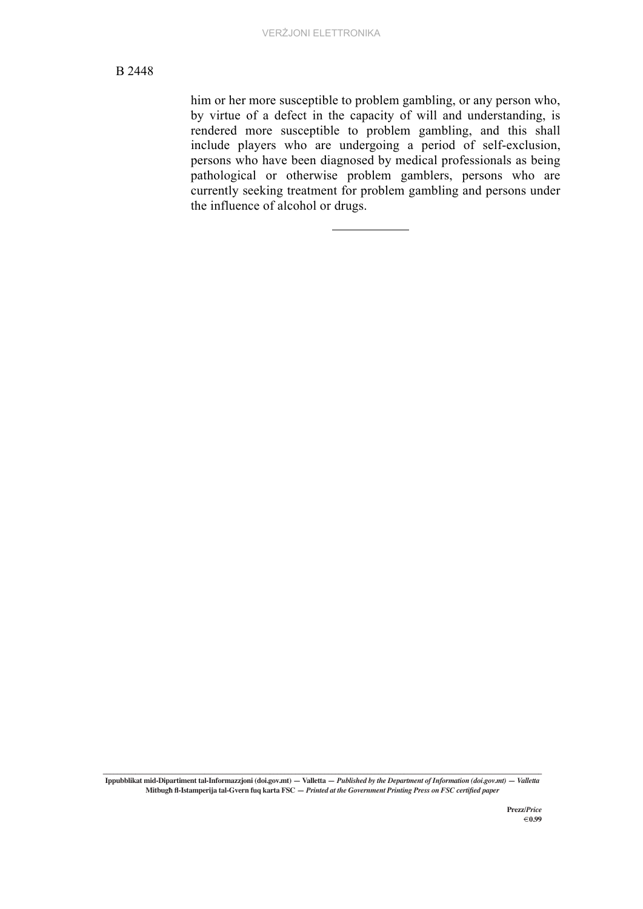him or her more susceptible to problem gambling, or any person who, by virtue of a defect in the capacity of will and understanding, is rendered more susceptible to problem gambling, and this shall include players who are undergoing a period of self-exclusion, persons who have been diagnosed by medical professionals as being pathological or otherwise problem gamblers, persons who are currently seeking treatment for problem gambling and persons under the influence of alcohol or drugs.

---

**Ippubblikat mid-Dipartiment tal-Informazzjoni (doi.gov.mt) — Valletta —** ***Published by the Department of Information (doi.gov.mt) — Valletta***
**Mitbugħ fl-Istamperija tal-Gvern fuq karta FSC —** ***Printed at the Government Printing Press on FSC certified paper***

**Prezz/*Price***
**€0.99**